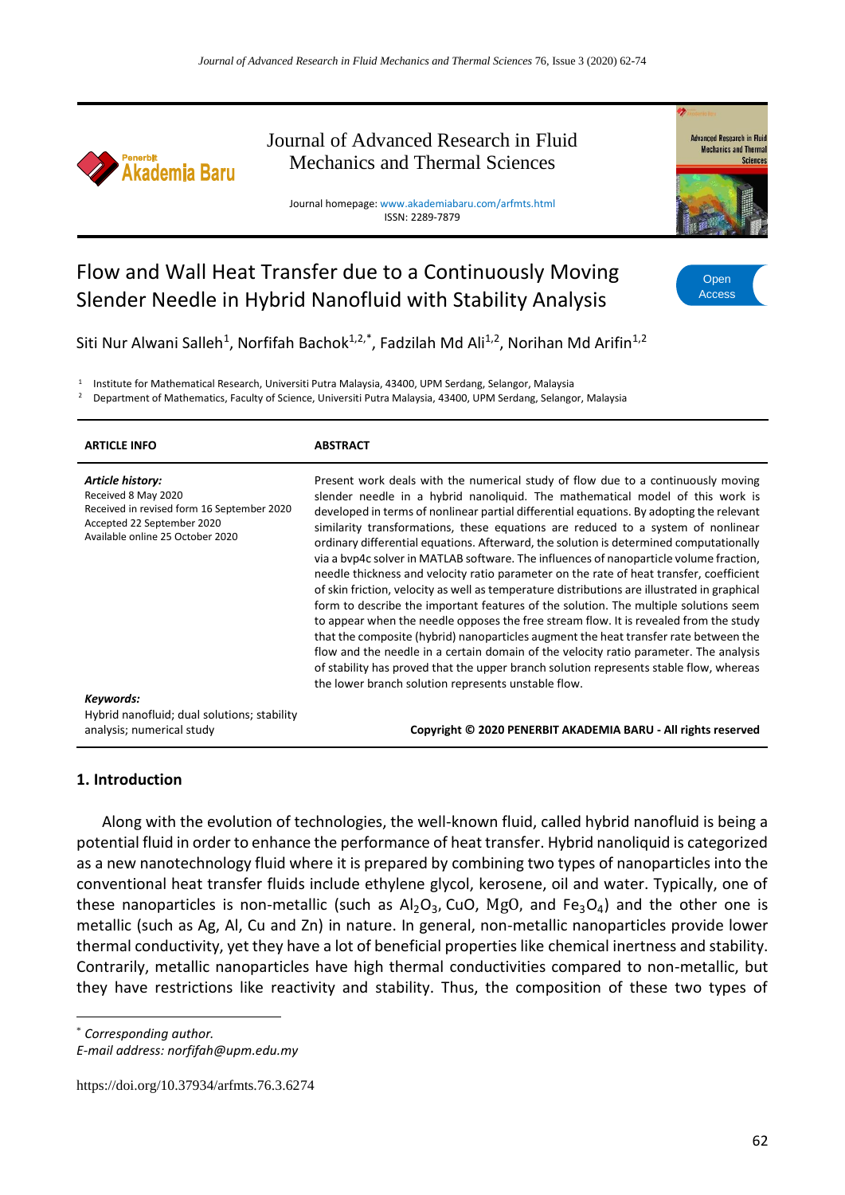# Flow and Wall Heat Transfer due to a Continuously Moving Slender Needle in Hybrid Nanofluid with Stability Analysis

Open Access

Siti Nur Alwani Salleh[1], Norfifah Bachok[1,2,*], Fadzilah Md Ali[1,2], Norihan Md Arifin[1,2]

[1] Institute for Mathematical Research, Universiti Putra Malaysia, 43400, UPM Serdang, Selangor, Malaysia
[2] Department of Mathematics, Faculty of Science, Universiti Putra Malaysia, 43400, UPM Serdang, Selangor, Malaysia

| ARTICLE INFO | ABSTRACT |
|---|---|
| ***Article history:*** Received 8 May 2020; Received in revised form 16 September 2020; Accepted 22 September 2020; Available online 25 October 2020 | Present work deals with the numerical study of flow due to a continuously moving slender needle in a hybrid nanoliquid. The mathematical model of this work is developed in terms of nonlinear partial differential equations. By adopting the relevant similarity transformations, these equations are reduced to a system of nonlinear ordinary differential equations. Afterward, the solution is determined computationally via a bvp4c solver in MATLAB software. The influences of nanoparticle volume fraction, needle thickness and velocity ratio parameter on the rate of heat transfer, coefficient of skin friction, velocity as well as temperature distributions are illustrated in graphical form to describe the important features of the solution. The multiple solutions seem to appear when the needle opposes the free stream flow. It is revealed from the study that the composite (hybrid) nanoparticles augment the heat transfer rate between the flow and the needle in a certain domain of the velocity ratio parameter. The analysis of stability has proved that the upper branch solution represents stable flow, whereas the lower branch solution represents unstable flow. |
| ***Keywords:*** Hybrid nanofluid; dual solutions; stability analysis; numerical study | **Copyright © 2020 PENERBIT AKADEMIA BARU - All rights reserved** |

## 1. Introduction

Along with the evolution of technologies, the well-known fluid, called hybrid nanofluid is being a potential fluid in order to enhance the performance of heat transfer. Hybrid nanoliquid is categorized as a new nanotechnology fluid where it is prepared by combining two types of nanoparticles into the conventional heat transfer fluids include ethylene glycol, kerosene, oil and water. Typically, one of these nanoparticles is non-metallic (such as $Al_2O_3$, CuO, MgO, and $Fe_3O_4$) and the other one is metallic (such as Ag, Al, Cu and Zn) in nature. In general, non-metallic nanoparticles provide lower thermal conductivity, yet they have a lot of beneficial properties like chemical inertness and stability. Contrarily, metallic nanoparticles have high thermal conductivities compared to non-metallic, but they have restrictions like reactivity and stability. Thus, the composition of these two types of

---

[*] *Corresponding author.*
*E-mail address: norfifah@upm.edu.my*

https://doi.org/10.37934/arfmts.76.3.6274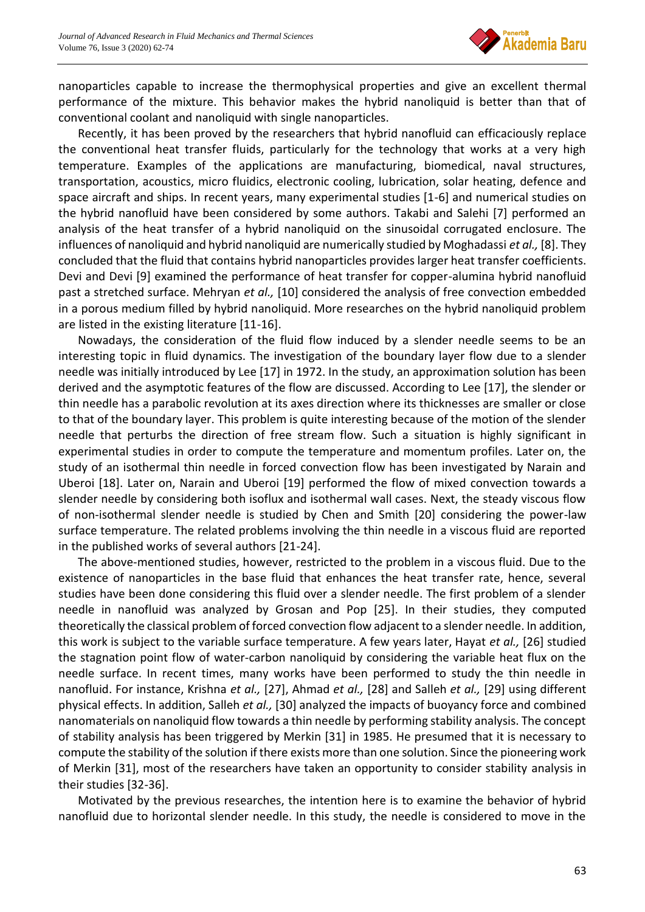nanoparticles capable to increase the thermophysical properties and give an excellent thermal performance of the mixture. This behavior makes the hybrid nanoliquid is better than that of conventional coolant and nanoliquid with single nanoparticles.

Recently, it has been proved by the researchers that hybrid nanofluid can efficaciously replace the conventional heat transfer fluids, particularly for the technology that works at a very high temperature. Examples of the applications are manufacturing, biomedical, naval structures, transportation, acoustics, micro fluidics, electronic cooling, lubrication, solar heating, defence and space aircraft and ships. In recent years, many experimental studies [1-6] and numerical studies on the hybrid nanofluid have been considered by some authors. Takabi and Salehi [7] performed an analysis of the heat transfer of a hybrid nanoliquid on the sinusoidal corrugated enclosure. The influences of nanoliquid and hybrid nanoliquid are numerically studied by Moghadassi *et al.,* [8]. They concluded that the fluid that contains hybrid nanoparticles provides larger heat transfer coefficients. Devi and Devi [9] examined the performance of heat transfer for copper-alumina hybrid nanofluid past a stretched surface. Mehryan *et al.,* [10] considered the analysis of free convection embedded in a porous medium filled by hybrid nanoliquid. More researches on the hybrid nanoliquid problem are listed in the existing literature [11-16].

Nowadays, the consideration of the fluid flow induced by a slender needle seems to be an interesting topic in fluid dynamics. The investigation of the boundary layer flow due to a slender needle was initially introduced by Lee [17] in 1972. In the study, an approximation solution has been derived and the asymptotic features of the flow are discussed. According to Lee [17], the slender or thin needle has a parabolic revolution at its axes direction where its thicknesses are smaller or close to that of the boundary layer. This problem is quite interesting because of the motion of the slender needle that perturbs the direction of free stream flow. Such a situation is highly significant in experimental studies in order to compute the temperature and momentum profiles. Later on, the study of an isothermal thin needle in forced convection flow has been investigated by Narain and Uberoi [18]. Later on, Narain and Uberoi [19] performed the flow of mixed convection towards a slender needle by considering both isoflux and isothermal wall cases. Next, the steady viscous flow of non-isothermal slender needle is studied by Chen and Smith [20] considering the power-law surface temperature. The related problems involving the thin needle in a viscous fluid are reported in the published works of several authors [21-24].

The above-mentioned studies, however, restricted to the problem in a viscous fluid. Due to the existence of nanoparticles in the base fluid that enhances the heat transfer rate, hence, several studies have been done considering this fluid over a slender needle. The first problem of a slender needle in nanofluid was analyzed by Grosan and Pop [25]. In their studies, they computed theoretically the classical problem of forced convection flow adjacent to a slender needle. In addition, this work is subject to the variable surface temperature. A few years later, Hayat *et al.,* [26] studied the stagnation point flow of water-carbon nanoliquid by considering the variable heat flux on the needle surface. In recent times, many works have been performed to study the thin needle in nanofluid. For instance, Krishna *et al.,* [27], Ahmad *et al.,* [28] and Salleh *et al.,* [29] using different physical effects. In addition, Salleh *et al.,* [30] analyzed the impacts of buoyancy force and combined nanomaterials on nanoliquid flow towards a thin needle by performing stability analysis. The concept of stability analysis has been triggered by Merkin [31] in 1985. He presumed that it is necessary to compute the stability of the solution if there exists more than one solution. Since the pioneering work of Merkin [31], most of the researchers have taken an opportunity to consider stability analysis in their studies [32-36].

Motivated by the previous researches, the intention here is to examine the behavior of hybrid nanofluid due to horizontal slender needle. In this study, the needle is considered to move in the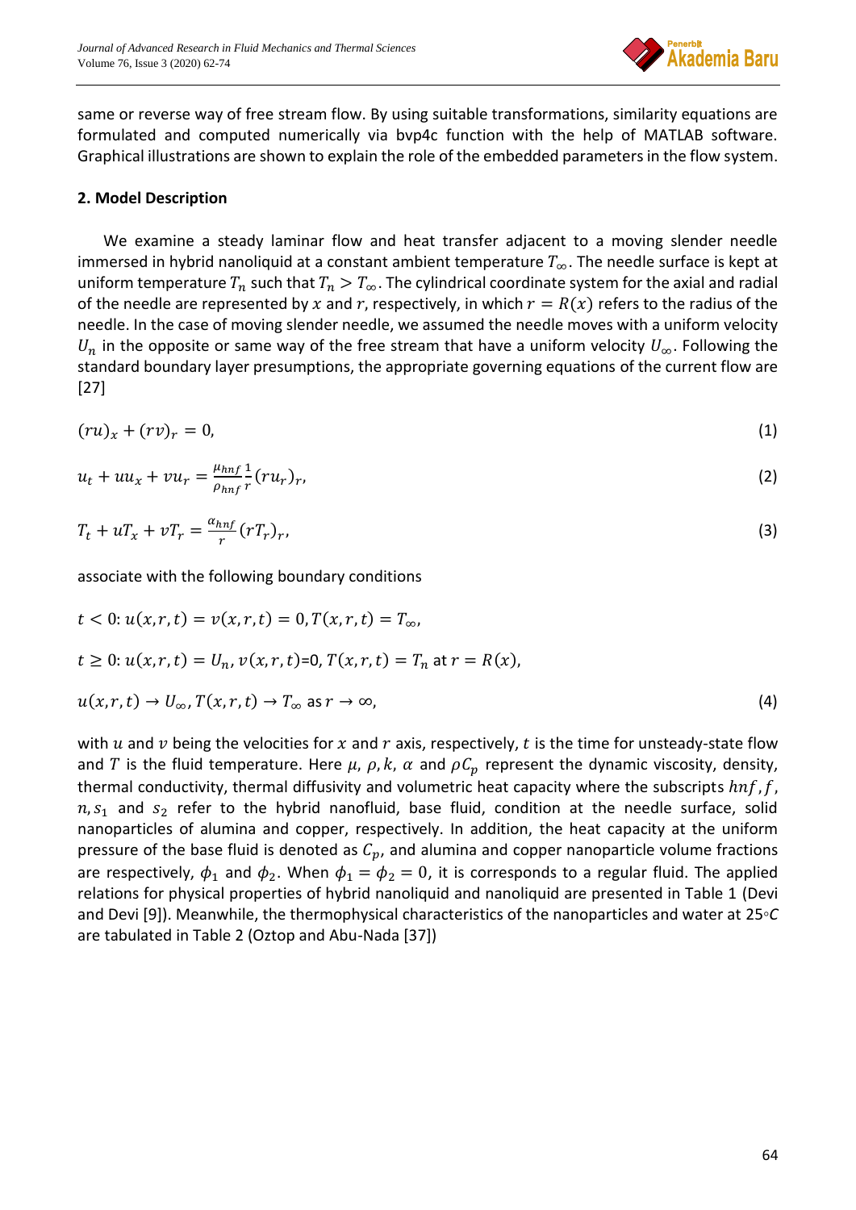same or reverse way of free stream flow. By using suitable transformations, similarity equations are formulated and computed numerically via bvp4c function with the help of MATLAB software. Graphical illustrations are shown to explain the role of the embedded parameters in the flow system.

## 2. Model Description

We examine a steady laminar flow and heat transfer adjacent to a moving slender needle immersed in hybrid nanoliquid at a constant ambient temperature $T_\infty$. The needle surface is kept at uniform temperature $T_n$ such that $T_n > T_\infty$. The cylindrical coordinate system for the axial and radial of the needle are represented by $x$ and $r$, respectively, in which $r = R(x)$ refers to the radius of the needle. In the case of moving slender needle, we assumed the needle moves with a uniform velocity $U_n$ in the opposite or same way of the free stream that have a uniform velocity $U_\infty$. Following the standard boundary layer presumptions, the appropriate governing equations of the current flow are [27]

$$(ru)_x + (rv)_r = 0, \tag{1}$$

$$u_t + uu_x + vu_r = \frac{\mu_{hnf}}{\rho_{hnf}} \frac{1}{r} (ru_r)_r, \tag{2}$$

$$T_t + uT_x + vT_r = \frac{\alpha_{hnf}}{r} (rT_r)_r, \tag{3}$$

associate with the following boundary conditions

$$t < 0: u(x,r,t) = v(x,r,t) = 0, T(x,r,t) = T_\infty,$$

$$t \geq 0: u(x,r,t) = U_n, v(x,r,t)=0, T(x,r,t) = T_n \text{ at } r = R(x),$$

$$u(x,r,t) \to U_\infty, T(x,r,t) \to T_\infty \text{ as } r \to \infty, \tag{4}$$

with $u$ and $v$ being the velocities for $x$ and $r$ axis, respectively, $t$ is the time for unsteady-state flow and $T$ is the fluid temperature. Here $\mu$, $\rho, k$, $\alpha$ and $\rho C_p$ represent the dynamic viscosity, density, thermal conductivity, thermal diffusivity and volumetric heat capacity where the subscripts $hnf, f$, $n, s_1$ and $s_2$ refer to the hybrid nanofluid, base fluid, condition at the needle surface, solid nanoparticles of alumina and copper, respectively. In addition, the heat capacity at the uniform pressure of the base fluid is denoted as $C_p$, and alumina and copper nanoparticle volume fractions are respectively, $\phi_1$ and $\phi_2$. When $\phi_1 = \phi_2 = 0$, it is corresponds to a regular fluid. The applied relations for physical properties of hybrid nanoliquid and nanoliquid are presented in Table 1 (Devi and Devi [9]). Meanwhile, the thermophysical characteristics of the nanoparticles and water at 25◦$C$ are tabulated in Table 2 (Oztop and Abu-Nada [37])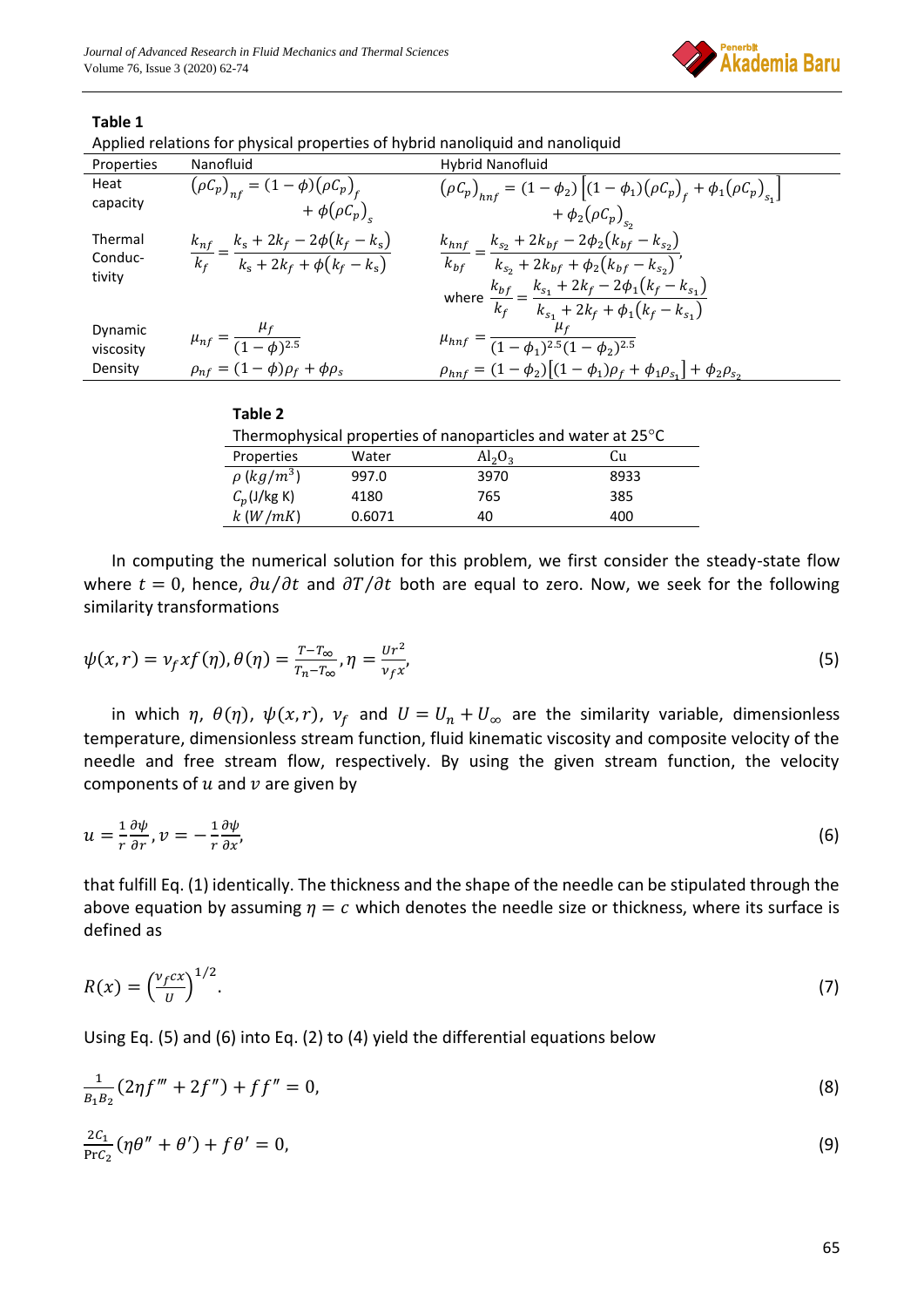**Table 1**

Applied relations for physical properties of hybrid nanoliquid and nanoliquid

| Properties | Nanofluid | Hybrid Nanofluid |
|---|---|---|
| Heat capacity | $(\rho C_p)_{nf} = (1-\phi)(\rho C_p)_f + \phi(\rho C_p)_s$ | $(\rho C_p)_{hnf} = (1-\phi_2)\left[(1-\phi_1)(\rho C_p)_f + \phi_1(\rho C_p)_{s_1}\right] + \phi_2(\rho C_p)_{s_2}$ |
| Thermal Conductivity | $\dfrac{k_{nf}}{k_f} = \dfrac{k_s + 2k_f - 2\phi(k_f - k_s)}{k_s + 2k_f + \phi(k_f - k_s)}$ | $\dfrac{k_{hnf}}{k_{bf}} = \dfrac{k_{s_2} + 2k_{bf} - 2\phi_2(k_{bf} - k_{s_2})}{k_{s_2} + 2k_{bf} + \phi_2(k_{bf} - k_{s_2})}$, where $\dfrac{k_{bf}}{k_f} = \dfrac{k_{s_1} + 2k_f - 2\phi_1(k_f - k_{s_1})}{k_{s_1} + 2k_f + \phi_1(k_f - k_{s_1})}$ |
| Dynamic viscosity | $\mu_{nf} = \dfrac{\mu_f}{(1-\phi)^{2.5}}$ | $\mu_{hnf} = \dfrac{\mu_f}{(1-\phi_1)^{2.5}(1-\phi_2)^{2.5}}$ |
| Density | $\rho_{nf} = (1-\phi)\rho_f + \phi\rho_s$ | $\rho_{hnf} = (1-\phi_2)\left[(1-\phi_1)\rho_f + \phi_1\rho_{s_1}\right] + \phi_2\rho_{s_2}$ |

**Table 2**

Thermophysical properties of nanoparticles and water at 25°C

| Properties | Water | $Al_2O_3$ | Cu |
|---|---|---|---|
| $\rho\ (kg/m^3)$ | 997.0 | 3970 | 8933 |
| $C_p$ (J/kg K) | 4180 | 765 | 385 |
| $k\ (W/mK)$ | 0.6071 | 40 | 400 |

In computing the numerical solution for this problem, we first consider the steady-state flow where $t = 0$, hence, $\partial u/\partial t$ and $\partial T/\partial t$ both are equal to zero. Now, we seek for the following similarity transformations

$$\psi(x,r) = \nu_f x f(\eta), \theta(\eta) = \frac{T - T_\infty}{T_n - T_\infty}, \eta = \frac{Ur^2}{\nu_f x}, \tag{5}$$

in which $\eta$, $\theta(\eta)$, $\psi(x,r)$, $\nu_f$ and $U = U_n + U_\infty$ are the similarity variable, dimensionless temperature, dimensionless stream function, fluid kinematic viscosity and composite velocity of the needle and free stream flow, respectively. By using the given stream function, the velocity components of $u$ and $v$ are given by

$$u = \frac{1}{r}\frac{\partial \psi}{\partial r}, v = -\frac{1}{r}\frac{\partial \psi}{\partial x}, \tag{6}$$

that fulfill Eq. (1) identically. The thickness and the shape of the needle can be stipulated through the above equation by assuming $\eta = c$ which denotes the needle size or thickness, where its surface is defined as

$$R(x) = \left(\frac{\nu_f c x}{U}\right)^{1/2}. \tag{7}$$

Using Eq. (5) and (6) into Eq. (2) to (4) yield the differential equations below

$$\frac{1}{B_1 B_2}(2\eta f''' + 2f'') + f f'' = 0, \tag{8}$$

$$\frac{2C_1}{\text{Pr}C_2}(\eta\theta'' + \theta') + f\theta' = 0, \tag{9}$$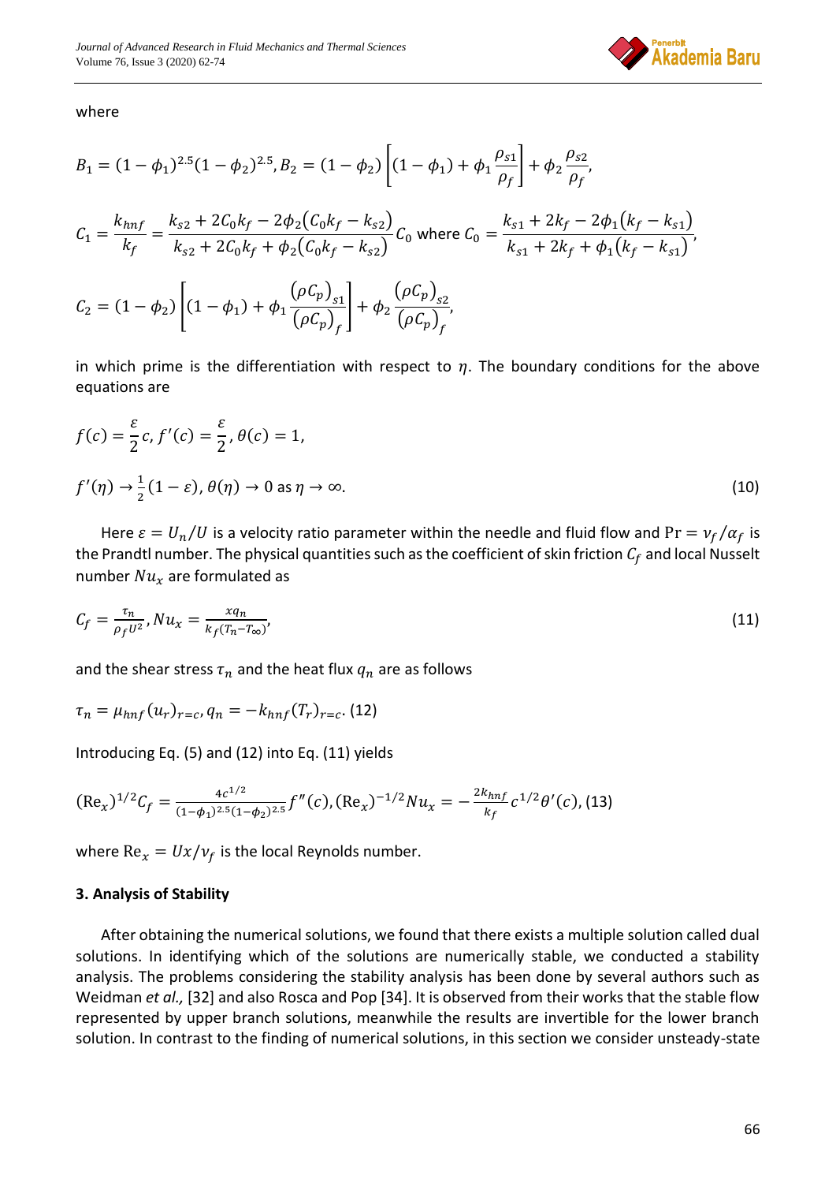where

$$B_1 = (1-\phi_1)^{2.5}(1-\phi_2)^{2.5}, B_2 = (1-\phi_2)\left[(1-\phi_1) + \phi_1 \frac{\rho_{s1}}{\rho_f}\right] + \phi_2 \frac{\rho_{s2}}{\rho_f},$$

$$C_1 = \frac{k_{hnf}}{k_f} = \frac{k_{s2} + 2C_0 k_f - 2\phi_2(C_0 k_f - k_{s2})}{k_{s2} + 2C_0 k_f + \phi_2(C_0 k_f - k_{s2})} C_0 \text{ where } C_0 = \frac{k_{s1} + 2k_f - 2\phi_1(k_f - k_{s1})}{k_{s1} + 2k_f + \phi_1(k_f - k_{s1})},$$

$$C_2 = (1-\phi_2)\left[(1-\phi_1) + \phi_1 \frac{(\rho C_p)_{s1}}{(\rho C_p)_f}\right] + \phi_2 \frac{(\rho C_p)_{s2}}{(\rho C_p)_f},$$

in which prime is the differentiation with respect to $\eta$. The boundary conditions for the above equations are

$$f(c) = \frac{\varepsilon}{2}c, f'(c) = \frac{\varepsilon}{2}, \theta(c) = 1,$$

$$f'(\eta) \to \frac{1}{2}(1-\varepsilon), \theta(\eta) \to 0 \text{ as } \eta \to \infty. \tag{10}$$

Here $\varepsilon = U_n/U$ is a velocity ratio parameter within the needle and fluid flow and $\Pr = \nu_f/\alpha_f$ is the Prandtl number. The physical quantities such as the coefficient of skin friction $C_f$ and local Nusselt number $Nu_x$ are formulated as

$$C_f = \frac{\tau_n}{\rho_f U^2}, Nu_x = \frac{x q_n}{k_f(T_n - T_\infty)}, \tag{11}$$

and the shear stress $\tau_n$ and the heat flux $q_n$ are as follows

$$\tau_n = \mu_{hnf}(u_r)_{r=c}, q_n = -k_{hnf}(T_r)_{r=c}. \tag{12}$$

Introducing Eq. (5) and (12) into Eq. (11) yields

$$(\mathrm{Re}_x)^{1/2} C_f = \frac{4c^{1/2}}{(1-\phi_1)^{2.5}(1-\phi_2)^{2.5}} f''(c), (\mathrm{Re}_x)^{-1/2} Nu_x = -\frac{2k_{hnf}}{k_f} c^{1/2}\theta'(c), \tag{13}$$

where $\mathrm{Re}_x = Ux/\nu_f$ is the local Reynolds number.

### 3. Analysis of Stability

After obtaining the numerical solutions, we found that there exists a multiple solution called dual solutions. In identifying which of the solutions are numerically stable, we conducted a stability analysis. The problems considering the stability analysis has been done by several authors such as Weidman *et al.,* [32] and also Rosca and Pop [34]. It is observed from their works that the stable flow represented by upper branch solutions, meanwhile the results are invertible for the lower branch solution. In contrast to the finding of numerical solutions, in this section we consider unsteady-state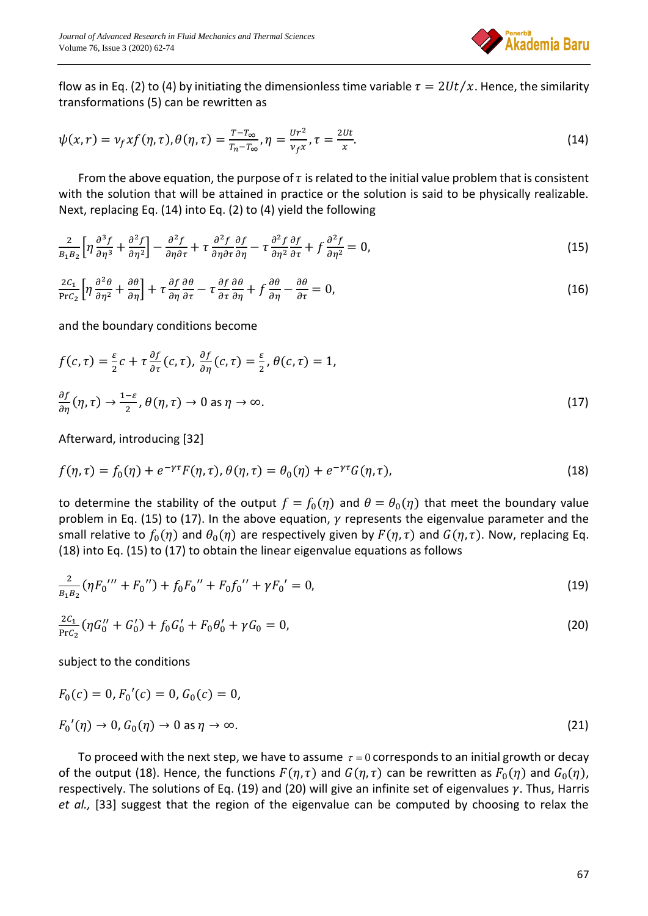flow as in Eq. (2) to (4) by initiating the dimensionless time variable $\tau = 2Ut/x$. Hence, the similarity transformations (5) can be rewritten as

$$\psi(x,r) = \nu_f x f(\eta,\tau), \theta(\eta,\tau) = \frac{T-T_\infty}{T_n - T_\infty}, \eta = \frac{Ur^2}{\nu_f x}, \tau = \frac{2Ut}{x}. \tag{14}$$

From the above equation, the purpose of $\tau$ is related to the initial value problem that is consistent with the solution that will be attained in practice or the solution is said to be physically realizable. Next, replacing Eq. (14) into Eq. (2) to (4) yield the following

$$\frac{2}{B_1 B_2}\left[\eta \frac{\partial^3 f}{\partial \eta^3} + \frac{\partial^2 f}{\partial \eta^2}\right] - \frac{\partial^2 f}{\partial \eta \partial \tau} + \tau \frac{\partial^2 f}{\partial \eta \partial \tau}\frac{\partial f}{\partial \eta} - \tau \frac{\partial^2 f}{\partial \eta^2}\frac{\partial f}{\partial \tau} + f \frac{\partial^2 f}{\partial \eta^2} = 0, \tag{15}$$

$$\frac{2C_1}{\mathrm{Pr} C_2}\left[\eta \frac{\partial^2 \theta}{\partial \eta^2} + \frac{\partial \theta}{\partial \eta}\right] + \tau \frac{\partial f}{\partial \eta}\frac{\partial \theta}{\partial \tau} - \tau \frac{\partial f}{\partial \tau}\frac{\partial \theta}{\partial \eta} + f \frac{\partial \theta}{\partial \eta} - \frac{\partial \theta}{\partial \tau} = 0, \tag{16}$$

and the boundary conditions become

$$f(c,\tau) = \frac{\varepsilon}{2}c + \tau \frac{\partial f}{\partial \tau}(c,\tau), \frac{\partial f}{\partial \eta}(c,\tau) = \frac{\varepsilon}{2}, \theta(c,\tau) = 1,$$

$$\frac{\partial f}{\partial \eta}(\eta,\tau) \to \frac{1-\varepsilon}{2}, \theta(\eta,\tau) \to 0 \text{ as } \eta \to \infty. \tag{17}$$

Afterward, introducing [32]

$$f(\eta,\tau) = f_0(\eta) + e^{-\gamma\tau}F(\eta,\tau), \theta(\eta,\tau) = \theta_0(\eta) + e^{-\gamma\tau}G(\eta,\tau), \tag{18}$$

to determine the stability of the output $f = f_0(\eta)$ and $\theta = \theta_0(\eta)$ that meet the boundary value problem in Eq. (15) to (17). In the above equation, $\gamma$ represents the eigenvalue parameter and the small relative to $f_0(\eta)$ and $\theta_0(\eta)$ are respectively given by $F(\eta,\tau)$ and $G(\eta,\tau)$. Now, replacing Eq. (18) into Eq. (15) to (17) to obtain the linear eigenvalue equations as follows

$$\frac{2}{B_1 B_2}(\eta F_0''' + F_0'') + f_0 F_0'' + F_0 f_0'' + \gamma F_0' = 0, \tag{19}$$

$$\frac{2C_1}{\mathrm{Pr} C_2}(\eta G_0'' + G_0') + f_0 G_0' + F_0 \theta_0' + \gamma G_0 = 0, \tag{20}$$

subject to the conditions

$$F_0(c) = 0, F_0'(c) = 0, G_0(c) = 0,$$

$$F_0'(\eta) \to 0, G_0(\eta) \to 0 \text{ as } \eta \to \infty. \tag{21}$$

To proceed with the next step, we have to assume $\tau = 0$ corresponds to an initial growth or decay of the output (18). Hence, the functions $F(\eta,\tau)$ and $G(\eta,\tau)$ can be rewritten as $F_0(\eta)$ and $G_0(\eta)$, respectively. The solutions of Eq. (19) and (20) will give an infinite set of eigenvalues $\gamma$. Thus, Harris *et al.,* [33] suggest that the region of the eigenvalue can be computed by choosing to relax the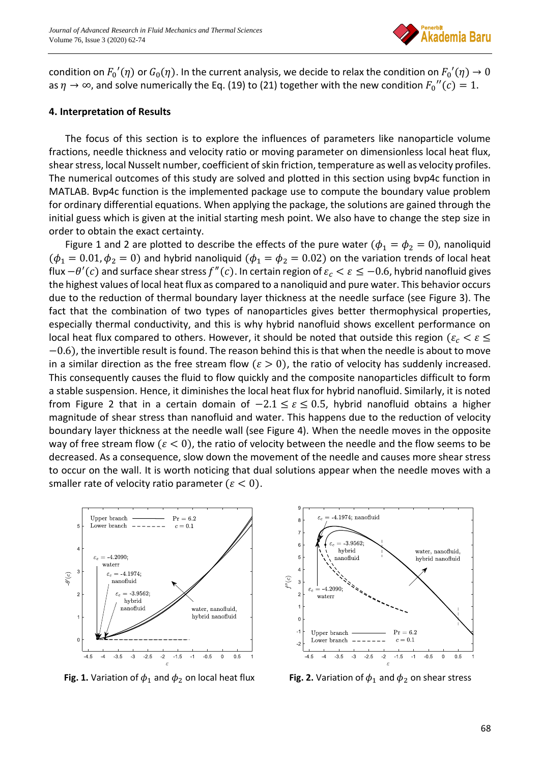condition on $F_0{}'(\eta)$ or $G_0(\eta)$. In the current analysis, we decide to relax the condition on $F_0{}'(\eta) \to 0$ as $\eta \to \infty$, and solve numerically the Eq. (19) to (21) together with the new condition $F_0{}''(c) = 1$.

### 4. Interpretation of Results

The focus of this section is to explore the influences of parameters like nanoparticle volume fractions, needle thickness and velocity ratio or moving parameter on dimensionless local heat flux, shear stress, local Nusselt number, coefficient of skin friction, temperature as well as velocity profiles. The numerical outcomes of this study are solved and plotted in this section using bvp4c function in MATLAB. Bvp4c function is the implemented package use to compute the boundary value problem for ordinary differential equations. When applying the package, the solutions are gained through the initial guess which is given at the initial starting mesh point. We also have to change the step size in order to obtain the exact certainty.

Figure 1 and 2 are plotted to describe the effects of the pure water ($\phi_1 = \phi_2 = 0$), nanoliquid ($\phi_1 = 0.01, \phi_2 = 0$) and hybrid nanoliquid ($\phi_1 = \phi_2 = 0.02$) on the variation trends of local heat flux $-\theta'(c)$ and surface shear stress $f''(c)$. In certain region of $\varepsilon_c < \varepsilon \leq -0.6$, hybrid nanofluid gives the highest values of local heat flux as compared to a nanoliquid and pure water. This behavior occurs due to the reduction of thermal boundary layer thickness at the needle surface (see Figure 3). The fact that the combination of two types of nanoparticles gives better thermophysical properties, especially thermal conductivity, and this is why hybrid nanofluid shows excellent performance on local heat flux compared to others. However, it should be noted that outside this region ($\varepsilon_c < \varepsilon \leq -0.6$), the invertible result is found. The reason behind this is that when the needle is about to move in a similar direction as the free stream flow ($\varepsilon > 0$), the ratio of velocity has suddenly increased. This consequently causes the fluid to flow quickly and the composite nanoparticles difficult to form a stable suspension. Hence, it diminishes the local heat flux for hybrid nanofluid. Similarly, it is noted from Figure 2 that in a certain domain of $-2.1 \leq \varepsilon \leq 0.5$, hybrid nanofluid obtains a higher magnitude of shear stress than nanofluid and water. This happens due to the reduction of velocity boundary layer thickness at the needle wall (see Figure 4). When the needle moves in the opposite way of free stream flow ($\varepsilon < 0$), the ratio of velocity between the needle and the flow seems to be decreased. As a consequence, slow down the movement of the needle and causes more shear stress to occur on the wall. It is worth noticing that dual solutions appear when the needle moves with a smaller rate of velocity ratio parameter ($\varepsilon < 0$).

**Fig. 1.** Variation of $\phi_1$ and $\phi_2$ on local heat flux

**Fig. 2.** Variation of $\phi_1$ and $\phi_2$ on shear stress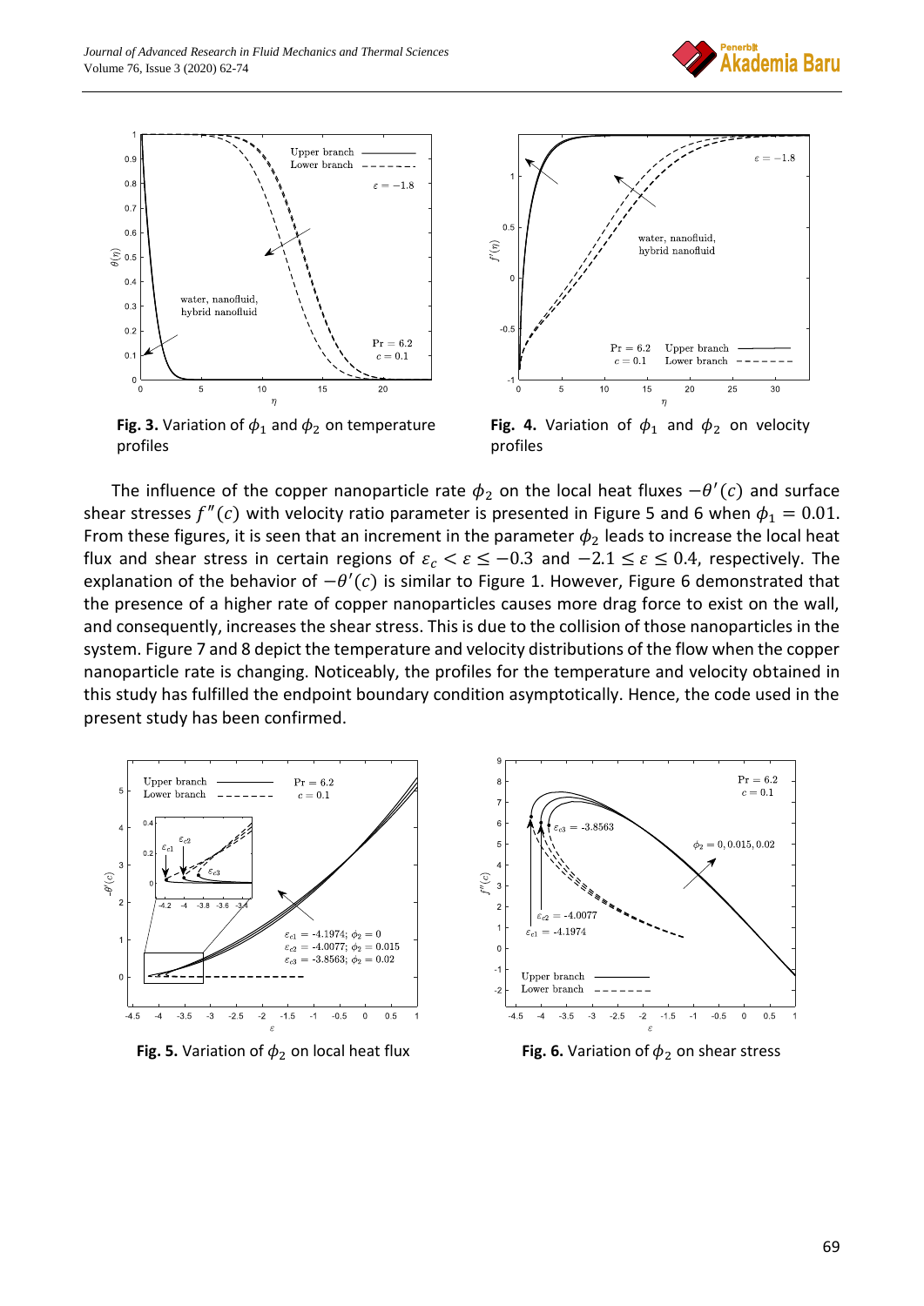**Fig. 3.** Variation of $\phi_1$ and $\phi_2$ on temperature profiles

**Fig. 4.** Variation of $\phi_1$ and $\phi_2$ on velocity profiles

The influence of the copper nanoparticle rate $\phi_2$ on the local heat fluxes $-\theta'(c)$ and surface shear stresses $f''(c)$ with velocity ratio parameter is presented in Figure 5 and 6 when $\phi_1 = 0.01$. From these figures, it is seen that an increment in the parameter $\phi_2$ leads to increase the local heat flux and shear stress in certain regions of $\varepsilon_c < \varepsilon \leq -0.3$ and $-2.1 \leq \varepsilon \leq 0.4$, respectively. The explanation of the behavior of $-\theta'(c)$ is similar to Figure 1. However, Figure 6 demonstrated that the presence of a higher rate of copper nanoparticles causes more drag force to exist on the wall, and consequently, increases the shear stress. This is due to the collision of those nanoparticles in the system. Figure 7 and 8 depict the temperature and velocity distributions of the flow when the copper nanoparticle rate is changing. Noticeably, the profiles for the temperature and velocity obtained in this study has fulfilled the endpoint boundary condition asymptotically. Hence, the code used in the present study has been confirmed.

**Fig. 5.** Variation of $\phi_2$ on local heat flux

**Fig. 6.** Variation of $\phi_2$ on shear stress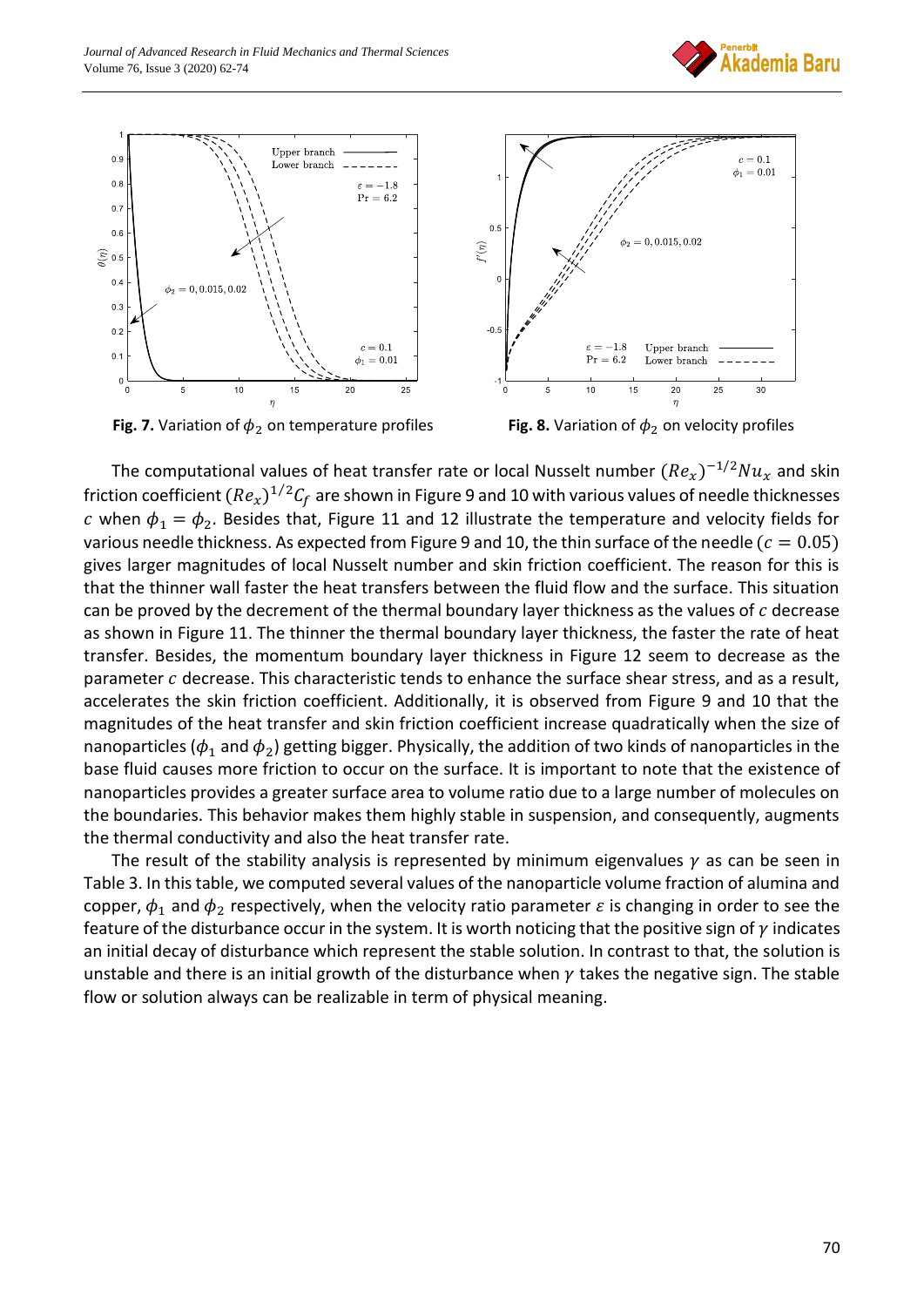**Fig. 7.** Variation of $\phi_2$ on temperature profiles

**Fig. 8.** Variation of $\phi_2$ on velocity profiles

The computational values of heat transfer rate or local Nusselt number $(Re_x)^{-1/2}Nu_x$ and skin friction coefficient $(Re_x)^{1/2}C_f$ are shown in Figure 9 and 10 with various values of needle thicknesses $c$ when $\phi_1 = \phi_2$. Besides that, Figure 11 and 12 illustrate the temperature and velocity fields for various needle thickness. As expected from Figure 9 and 10, the thin surface of the needle ($c = 0.05$) gives larger magnitudes of local Nusselt number and skin friction coefficient. The reason for this is that the thinner wall faster the heat transfers between the fluid flow and the surface. This situation can be proved by the decrement of the thermal boundary layer thickness as the values of $c$ decrease as shown in Figure 11. The thinner the thermal boundary layer thickness, the faster the rate of heat transfer. Besides, the momentum boundary layer thickness in Figure 12 seem to decrease as the parameter $c$ decrease. This characteristic tends to enhance the surface shear stress, and as a result, accelerates the skin friction coefficient. Additionally, it is observed from Figure 9 and 10 that the magnitudes of the heat transfer and skin friction coefficient increase quadratically when the size of nanoparticles ($\phi_1$ and $\phi_2$) getting bigger. Physically, the addition of two kinds of nanoparticles in the base fluid causes more friction to occur on the surface. It is important to note that the existence of nanoparticles provides a greater surface area to volume ratio due to a large number of molecules on the boundaries. This behavior makes them highly stable in suspension, and consequently, augments the thermal conductivity and also the heat transfer rate.

The result of the stability analysis is represented by minimum eigenvalues $\gamma$ as can be seen in Table 3. In this table, we computed several values of the nanoparticle volume fraction of alumina and copper, $\phi_1$ and $\phi_2$ respectively, when the velocity ratio parameter $\varepsilon$ is changing in order to see the feature of the disturbance occur in the system. It is worth noticing that the positive sign of $\gamma$ indicates an initial decay of disturbance which represent the stable solution. In contrast to that, the solution is unstable and there is an initial growth of the disturbance when $\gamma$ takes the negative sign. The stable flow or solution always can be realizable in term of physical meaning.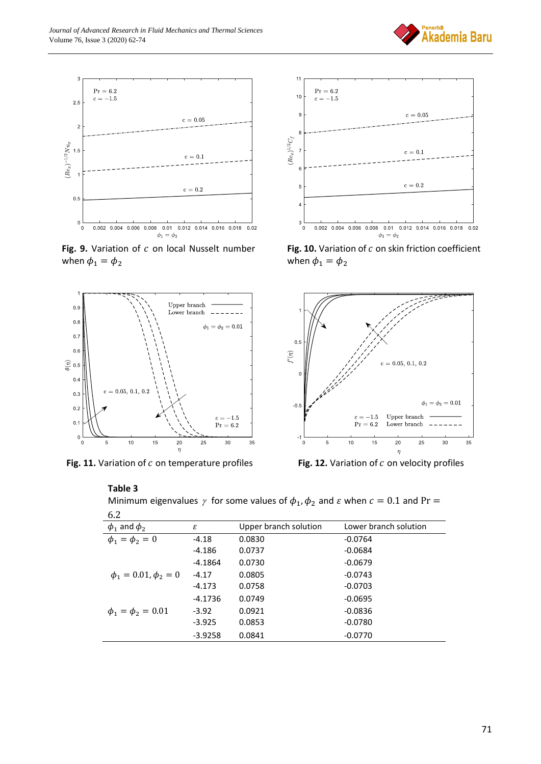**Fig. 9.** Variation of $c$ on local Nusselt number when $\phi_1 = \phi_2$

**Fig. 10.** Variation of $c$ on skin friction coefficient when $\phi_1 = \phi_2$

**Fig. 11.** Variation of $c$ on temperature profiles

**Fig. 12.** Variation of $c$ on velocity profiles

**Table 3**

Minimum eigenvalues $\gamma$ for some values of $\phi_1, \phi_2$ and $\varepsilon$ when $c = 0.1$ and $\Pr = 6.2$

| $\phi_1$ and $\phi_2$ | $\varepsilon$ | Upper branch solution | Lower branch solution |
|---|---|---|---|
| $\phi_1 = \phi_2 = 0$ | -4.18 | 0.0830 | -0.0764 |
| | -4.186 | 0.0737 | -0.0684 |
| | -4.1864 | 0.0730 | -0.0679 |
| $\phi_1 = 0.01, \phi_2 = 0$ | -4.17 | 0.0805 | -0.0743 |
| | -4.173 | 0.0758 | -0.0703 |
| | -4.1736 | 0.0749 | -0.0695 |
| $\phi_1 = \phi_2 = 0.01$ | -3.92 | 0.0921 | -0.0836 |
| | -3.925 | 0.0853 | -0.0780 |
| | -3.9258 | 0.0841 | -0.0770 |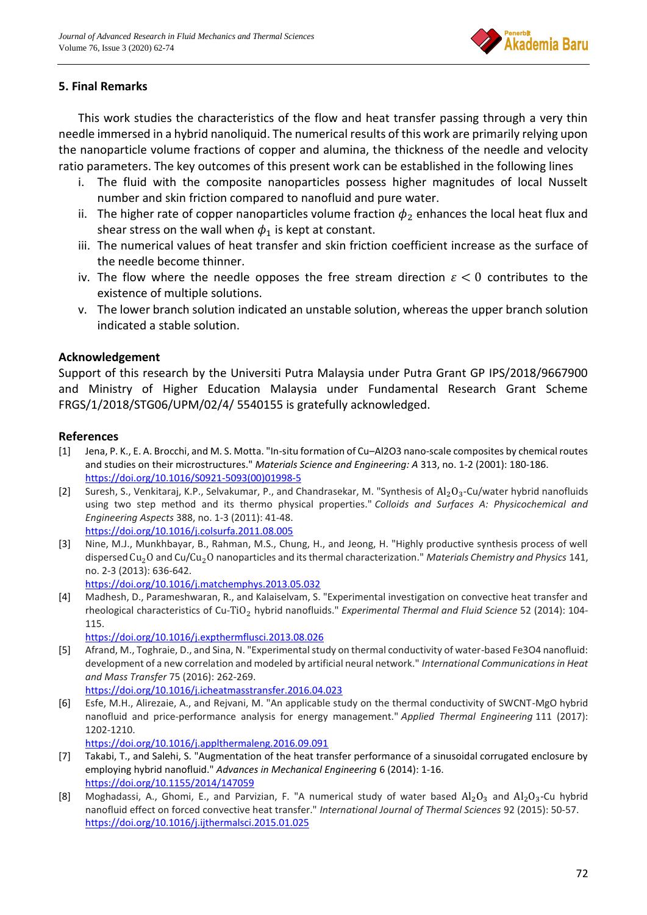## 5. Final Remarks

This work studies the characteristics of the flow and heat transfer passing through a very thin needle immersed in a hybrid nanoliquid. The numerical results of this work are primarily relying upon the nanoparticle volume fractions of copper and alumina, the thickness of the needle and velocity ratio parameters. The key outcomes of this present work can be established in the following lines

i. The fluid with the composite nanoparticles possess higher magnitudes of local Nusselt number and skin friction compared to nanofluid and pure water.
ii. The higher rate of copper nanoparticles volume fraction $\phi_2$ enhances the local heat flux and shear stress on the wall when $\phi_1$ is kept at constant.
iii. The numerical values of heat transfer and skin friction coefficient increase as the surface of the needle become thinner.
iv. The flow where the needle opposes the free stream direction $\varepsilon < 0$ contributes to the existence of multiple solutions.
v. The lower branch solution indicated an unstable solution, whereas the upper branch solution indicated a stable solution.

## Acknowledgement

Support of this research by the Universiti Putra Malaysia under Putra Grant GP IPS/2018/9667900 and Ministry of Higher Education Malaysia under Fundamental Research Grant Scheme FRGS/1/2018/STG06/UPM/02/4/ 5540155 is gratefully acknowledged.

## References

[1] Jena, P. K., E. A. Brocchi, and M. S. Motta. "In-situ formation of Cu–Al2O3 nano-scale composites by chemical routes and studies on their microstructures." *Materials Science and Engineering: A* 313, no. 1-2 (2001): 180-186. https://doi.org/10.1016/S0921-5093(00)01998-5

[2] Suresh, S., Venkitaraj, K.P., Selvakumar, P., and Chandrasekar, M. "Synthesis of $Al_2O_3$-Cu/water hybrid nanofluids using two step method and its thermo physical properties." *Colloids and Surfaces A: Physicochemical and Engineering Aspects* 388, no. 1-3 (2011): 41-48. https://doi.org/10.1016/j.colsurfa.2011.08.005

[3] Nine, M.J., Munkhbayar, B., Rahman, M.S., Chung, H., and Jeong, H. "Highly productive synthesis process of well dispersed $Cu_2O$ and Cu/$Cu_2O$ nanoparticles and its thermal characterization." *Materials Chemistry and Physics* 141, no. 2-3 (2013): 636-642. https://doi.org/10.1016/j.matchemphys.2013.05.032

[4] Madhesh, D., Parameshwaran, R., and Kalaiselvam, S. "Experimental investigation on convective heat transfer and rheological characteristics of Cu-$TiO_2$ hybrid nanofluids." *Experimental Thermal and Fluid Science* 52 (2014): 104-115. https://doi.org/10.1016/j.expthermflusci.2013.08.026

[5] Afrand, M., Toghraie, D., and Sina, N. "Experimental study on thermal conductivity of water-based Fe3O4 nanofluid: development of a new correlation and modeled by artificial neural network." *International Communications in Heat and Mass Transfer* 75 (2016): 262-269. https://doi.org/10.1016/j.icheatmasstransfer.2016.04.023

[6] Esfe, M.H., Alirezaie, A., and Rejvani, M. "An applicable study on the thermal conductivity of SWCNT-MgO hybrid nanofluid and price-performance analysis for energy management." *Applied Thermal Engineering* 111 (2017): 1202-1210. https://doi.org/10.1016/j.applthermaleng.2016.09.091

[7] Takabi, T., and Salehi, S. "Augmentation of the heat transfer performance of a sinusoidal corrugated enclosure by employing hybrid nanofluid." *Advances in Mechanical Engineering* 6 (2014): 1-16. https://doi.org/10.1155/2014/147059

[8] Moghadassi, A., Ghomi, E., and Parvizian, F. "A numerical study of water based $Al_2O_3$ and $Al_2O_3$-Cu hybrid nanofluid effect on forced convective heat transfer." *International Journal of Thermal Sciences* 92 (2015): 50-57. https://doi.org/10.1016/j.ijthermalsci.2015.01.025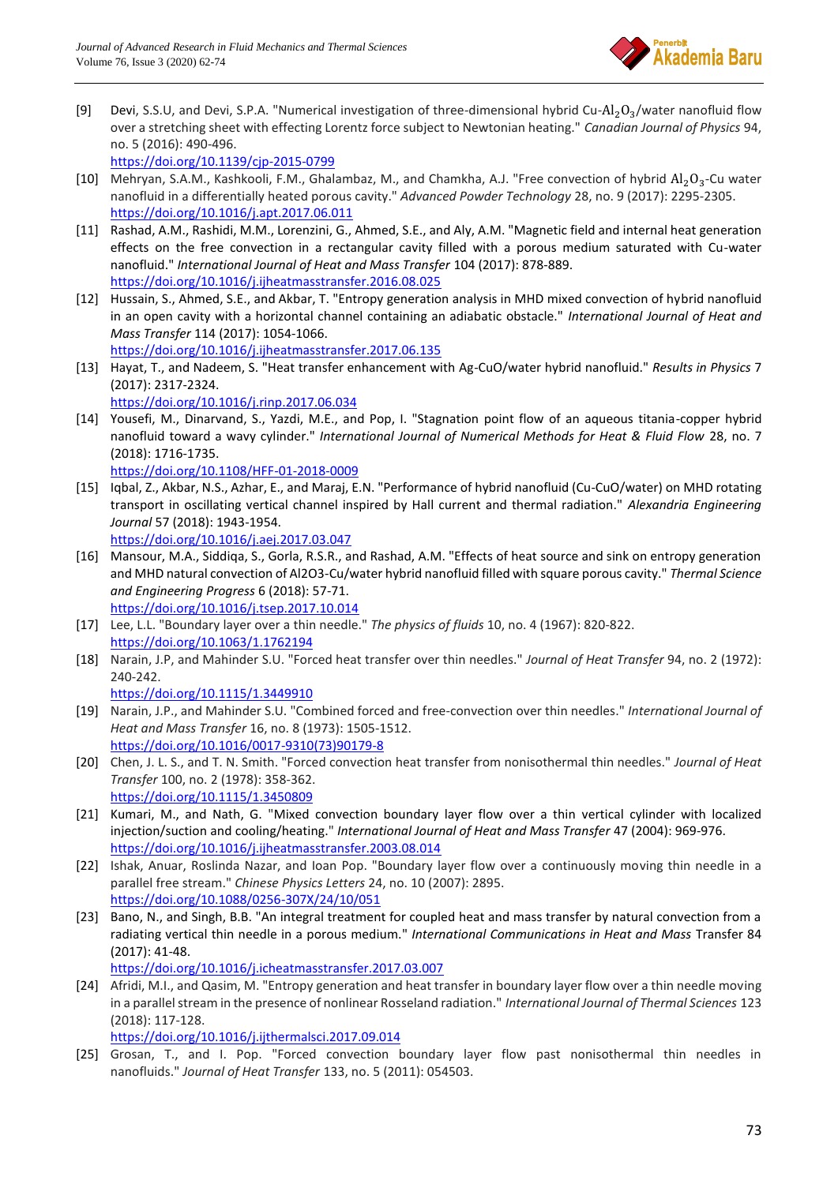[9] Devi, S.S.U, and Devi, S.P.A. "Numerical investigation of three-dimensional hybrid Cu-$Al_2O_3$/water nanofluid flow over a stretching sheet with effecting Lorentz force subject to Newtonian heating." *Canadian Journal of Physics* 94, no. 5 (2016): 490-496.
https://doi.org/10.1139/cjp-2015-0799

[10] Mehryan, S.A.M., Kashkooli, F.M., Ghalambaz, M., and Chamkha, A.J. "Free convection of hybrid $Al_2O_3$-Cu water nanofluid in a differentially heated porous cavity." *Advanced Powder Technology* 28, no. 9 (2017): 2295-2305.
https://doi.org/10.1016/j.apt.2017.06.011

[11] Rashad, A.M., Rashidi, M.M., Lorenzini, G., Ahmed, S.E., and Aly, A.M. "Magnetic field and internal heat generation effects on the free convection in a rectangular cavity filled with a porous medium saturated with Cu-water nanofluid." *International Journal of Heat and Mass Transfer* 104 (2017): 878-889.
https://doi.org/10.1016/j.ijheatmasstransfer.2016.08.025

[12] Hussain, S., Ahmed, S.E., and Akbar, T. "Entropy generation analysis in MHD mixed convection of hybrid nanofluid in an open cavity with a horizontal channel containing an adiabatic obstacle." *International Journal of Heat and Mass Transfer* 114 (2017): 1054-1066.
https://doi.org/10.1016/j.ijheatmasstransfer.2017.06.135

[13] Hayat, T., and Nadeem, S. "Heat transfer enhancement with Ag-CuO/water hybrid nanofluid." *Results in Physics* 7 (2017): 2317-2324.
https://doi.org/10.1016/j.rinp.2017.06.034

[14] Yousefi, M., Dinarvand, S., Yazdi, M.E., and Pop, I. "Stagnation point flow of an aqueous titania-copper hybrid nanofluid toward a wavy cylinder." *International Journal of Numerical Methods for Heat & Fluid Flow* 28, no. 7 (2018): 1716-1735.
https://doi.org/10.1108/HFF-01-2018-0009

[15] Iqbal, Z., Akbar, N.S., Azhar, E., and Maraj, E.N. "Performance of hybrid nanofluid (Cu-CuO/water) on MHD rotating transport in oscillating vertical channel inspired by Hall current and thermal radiation." *Alexandria Engineering Journal* 57 (2018): 1943-1954.
https://doi.org/10.1016/j.aej.2017.03.047

[16] Mansour, M.A., Siddiqa, S., Gorla, R.S.R., and Rashad, A.M. "Effects of heat source and sink on entropy generation and MHD natural convection of Al2O3-Cu/water hybrid nanofluid filled with square porous cavity." *Thermal Science and Engineering Progress* 6 (2018): 57-71.
https://doi.org/10.1016/j.tsep.2017.10.014

[17] Lee, L.L. "Boundary layer over a thin needle." *The physics of fluids* 10, no. 4 (1967): 820-822.
https://doi.org/10.1063/1.1762194

[18] Narain, J.P, and Mahinder S.U. "Forced heat transfer over thin needles." *Journal of Heat Transfer* 94, no. 2 (1972): 240-242.
https://doi.org/10.1115/1.3449910

[19] Narain, J.P., and Mahinder S.U. "Combined forced and free-convection over thin needles." *International Journal of Heat and Mass Transfer* 16, no. 8 (1973): 1505-1512.
https://doi.org/10.1016/0017-9310(73)90179-8

[20] Chen, J. L. S., and T. N. Smith. "Forced convection heat transfer from nonisothermal thin needles." *Journal of Heat Transfer* 100, no. 2 (1978): 358-362.
https://doi.org/10.1115/1.3450809

[21] Kumari, M., and Nath, G. "Mixed convection boundary layer flow over a thin vertical cylinder with localized injection/suction and cooling/heating." *International Journal of Heat and Mass Transfer* 47 (2004): 969-976.
https://doi.org/10.1016/j.ijheatmasstransfer.2003.08.014

[22] Ishak, Anuar, Roslinda Nazar, and Ioan Pop. "Boundary layer flow over a continuously moving thin needle in a parallel free stream." *Chinese Physics Letters* 24, no. 10 (2007): 2895.
https://doi.org/10.1088/0256-307X/24/10/051

[23] Bano, N., and Singh, B.B. "An integral treatment for coupled heat and mass transfer by natural convection from a radiating vertical thin needle in a porous medium." *International Communications in Heat and Mass* Transfer 84 (2017): 41-48.
https://doi.org/10.1016/j.icheatmasstransfer.2017.03.007

[24] Afridi, M.I., and Qasim, M. "Entropy generation and heat transfer in boundary layer flow over a thin needle moving in a parallel stream in the presence of nonlinear Rosseland radiation." *International Journal of Thermal Sciences* 123 (2018): 117-128.
https://doi.org/10.1016/j.ijthermalsci.2017.09.014

[25] Grosan, T., and I. Pop. "Forced convection boundary layer flow past nonisothermal thin needles in nanofluids." *Journal of Heat Transfer* 133, no. 5 (2011): 054503.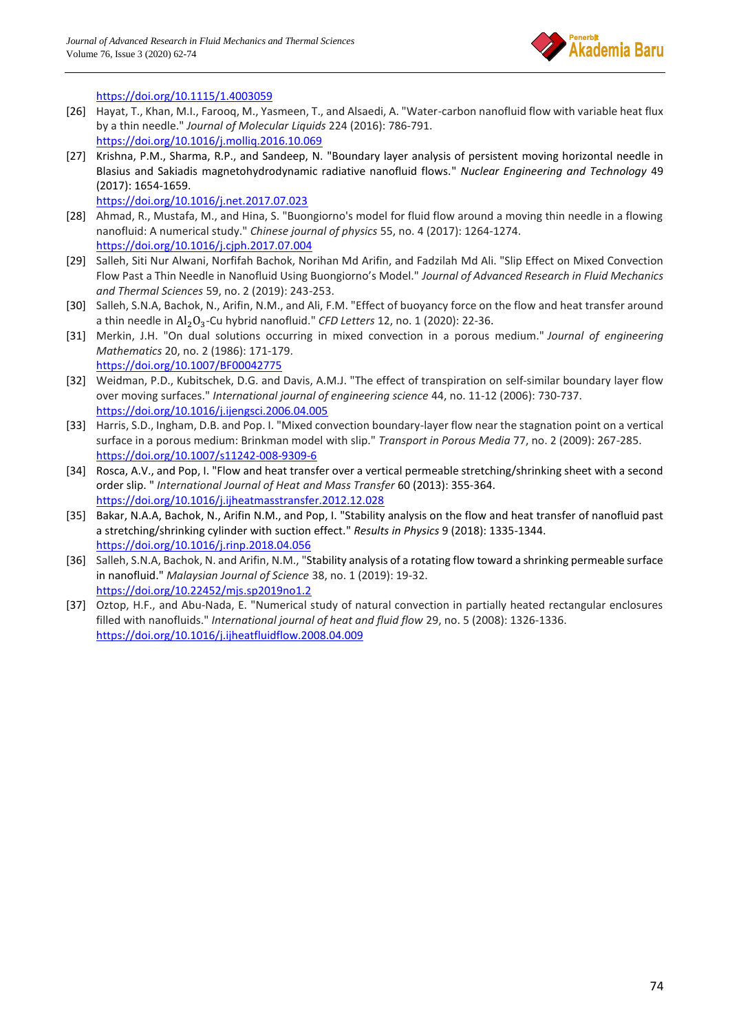https://doi.org/10.1115/1.4003059

[26] Hayat, T., Khan, M.I., Farooq, M., Yasmeen, T., and Alsaedi, A. "Water-carbon nanofluid flow with variable heat flux by a thin needle." *Journal of Molecular Liquids* 224 (2016): 786-791. https://doi.org/10.1016/j.molliq.2016.10.069

[27] Krishna, P.M., Sharma, R.P., and Sandeep, N. "Boundary layer analysis of persistent moving horizontal needle in Blasius and Sakiadis magnetohydrodynamic radiative nanofluid flows." *Nuclear Engineering and Technology* 49 (2017): 1654-1659. https://doi.org/10.1016/j.net.2017.07.023

[28] Ahmad, R., Mustafa, M., and Hina, S. "Buongiorno's model for fluid flow around a moving thin needle in a flowing nanofluid: A numerical study." *Chinese journal of physics* 55, no. 4 (2017): 1264-1274. https://doi.org/10.1016/j.cjph.2017.07.004

[29] Salleh, Siti Nur Alwani, Norfifah Bachok, Norihan Md Arifin, and Fadzilah Md Ali. "Slip Effect on Mixed Convection Flow Past a Thin Needle in Nanofluid Using Buongiorno's Model." *Journal of Advanced Research in Fluid Mechanics and Thermal Sciences* 59, no. 2 (2019): 243-253.

[30] Salleh, S.N.A, Bachok, N., Arifin, N.M., and Ali, F.M. "Effect of buoyancy force on the flow and heat transfer around a thin needle in $Al_2O_3$-Cu hybrid nanofluid." *CFD Letters* 12, no. 1 (2020): 22-36.

[31] Merkin, J.H. "On dual solutions occurring in mixed convection in a porous medium." *Journal of engineering Mathematics* 20, no. 2 (1986): 171-179. https://doi.org/10.1007/BF00042775

[32] Weidman, P.D., Kubitschek, D.G. and Davis, A.M.J. "The effect of transpiration on self-similar boundary layer flow over moving surfaces." *International journal of engineering science* 44, no. 11-12 (2006): 730-737. https://doi.org/10.1016/j.ijengsci.2006.04.005

[33] Harris, S.D., Ingham, D.B. and Pop. I. "Mixed convection boundary-layer flow near the stagnation point on a vertical surface in a porous medium: Brinkman model with slip." *Transport in Porous Media* 77, no. 2 (2009): 267-285. https://doi.org/10.1007/s11242-008-9309-6

[34] Rosca, A.V., and Pop, I. "Flow and heat transfer over a vertical permeable stretching/shrinking sheet with a second order slip. " *International Journal of Heat and Mass Transfer* 60 (2013): 355-364. https://doi.org/10.1016/j.ijheatmasstransfer.2012.12.028

[35] Bakar, N.A.A, Bachok, N., Arifin N.M., and Pop, I. "Stability analysis on the flow and heat transfer of nanofluid past a stretching/shrinking cylinder with suction effect." *Results in Physics* 9 (2018): 1335-1344. https://doi.org/10.1016/j.rinp.2018.04.056

[36] Salleh, S.N.A, Bachok, N. and Arifin, N.M., "Stability analysis of a rotating flow toward a shrinking permeable surface in nanofluid." *Malaysian Journal of Science* 38, no. 1 (2019): 19-32. https://doi.org/10.22452/mjs.sp2019no1.2

[37] Oztop, H.F., and Abu-Nada, E. "Numerical study of natural convection in partially heated rectangular enclosures filled with nanofluids." *International journal of heat and fluid flow* 29, no. 5 (2008): 1326-1336. https://doi.org/10.1016/j.ijheatfluidflow.2008.04.009